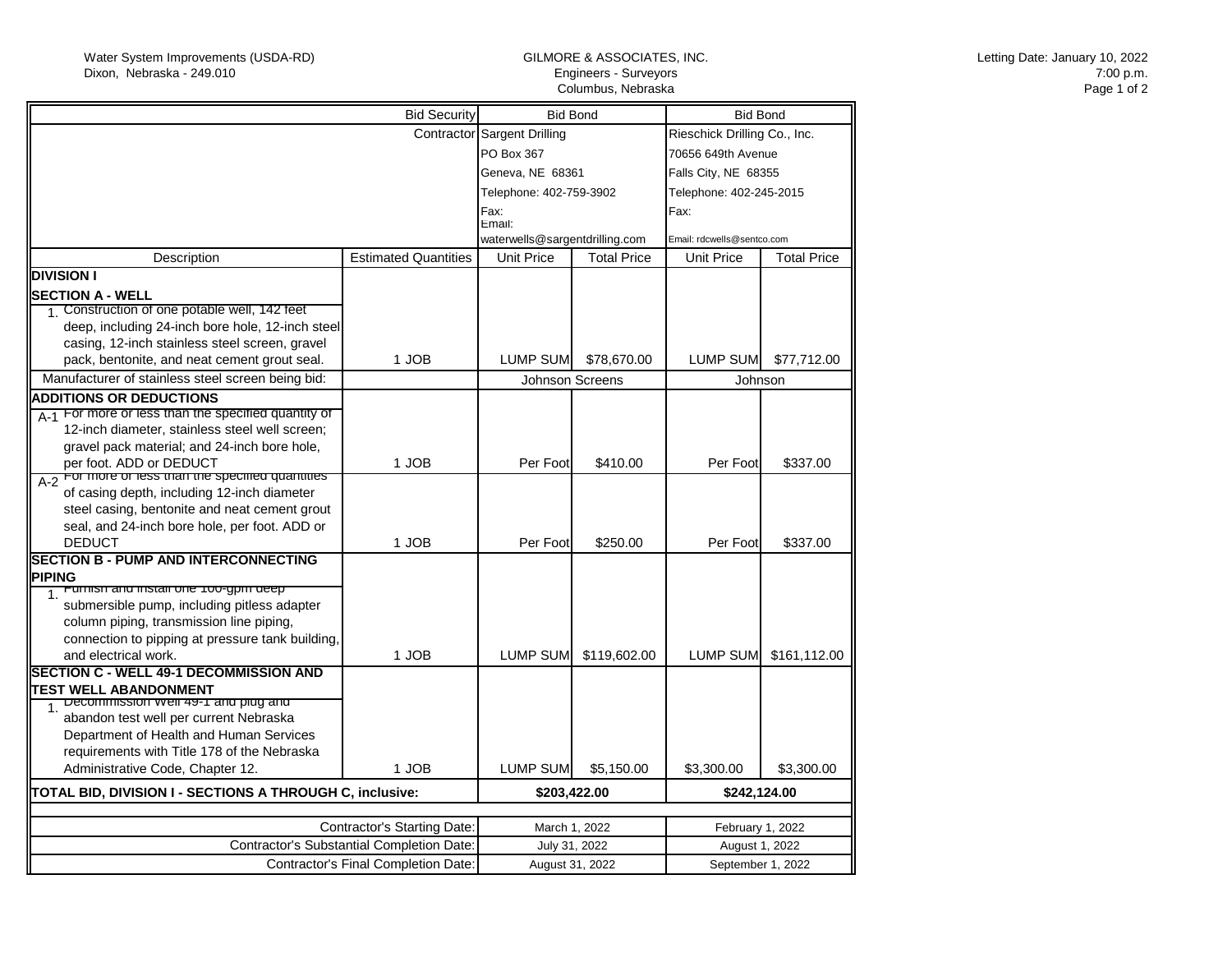Water System Improvements (USDA-RD)
Dixon, Nebraska - 249.010

GILMORE & ASSOCIATES, INC.
Engineers - Surveyors
Columbus, Nebraska

Letting Date: January 10, 2022
7:00 p.m.

| | Bid Security | Bid Bond | | Bid Bond | |
|---|---|---|---|---|---|
| | Contractor | Sargent Drilling<br>PO Box 367<br>Geneva, NE 68361<br>Telephone: 402-759-3902<br>Fax:<br>Email: waterwells@sargentdrilling.com | | Rieschick Drilling Co., Inc.<br>70656 649th Avenue<br>Falls City, NE 68355<br>Telephone: 402-245-2015<br>Fax:<br>Email: rdcwells@sentco.com | |
| Description | Estimated Quantities | Unit Price | Total Price | Unit Price | Total Price |
| **DIVISION I** | | | | | |
| **SECTION A - WELL** | | | | | |
| 1. Construction of one potable well, 142 feet deep, including 24-inch bore hole, 12-inch steel casing, 12-inch stainless steel screen, gravel pack, bentonite, and neat cement grout seal. | 1 JOB | LUMP SUM | $78,670.00 | LUMP SUM | $77,712.00 |
| Manufacturer of stainless steel screen being bid: | | Johnson Screens | | Johnson | |
| **ADDITIONS OR DEDUCTIONS** | | | | | |
| A-1 For more or less than the specified quantity of 12-inch diameter, stainless steel well screen; gravel pack material; and 24-inch bore hole, per foot. ADD or DEDUCT | 1 JOB | Per Foot | $410.00 | Per Foot | $337.00 |
| A-2 For more or less than the specified quantities of casing depth, including 12-inch diameter steel casing, bentonite and neat cement grout seal, and 24-inch bore hole, per foot. ADD or DEDUCT | 1 JOB | Per Foot | $250.00 | Per Foot | $337.00 |
| **SECTION B - PUMP AND INTERCONNECTING PIPING** | | | | | |
| 1. Furnish and install one 100-gpm deep submersible pump, including pitless adapter column piping, transmission line piping, connection to pipping at pressure tank building, and electrical work. | 1 JOB | LUMP SUM | $119,602.00 | LUMP SUM | $161,112.00 |
| **SECTION C - WELL 49-1 DECOMMISSION AND TEST WELL ABANDONMENT** | | | | | |
| 1. Decommission Well 49-1 and plug and abandon test well per current Nebraska Department of Health and Human Services requirements with Title 178 of the Nebraska Administrative Code, Chapter 12. | 1 JOB | LUMP SUM | $5,150.00 | $3,300.00 | $3,300.00 |
| **TOTAL BID, DIVISION I - SECTIONS A THROUGH C, inclusive:** | | $203,422.00 | | $242,124.00 | |
| | | | | | |
| | Contractor's Starting Date: | March 1, 2022 | | February 1, 2022 | |
| | Contractor's Substantial Completion Date: | July 31, 2022 | | August 1, 2022 | |
| | Contractor's Final Completion Date: | August 31, 2022 | | September 1, 2022 | |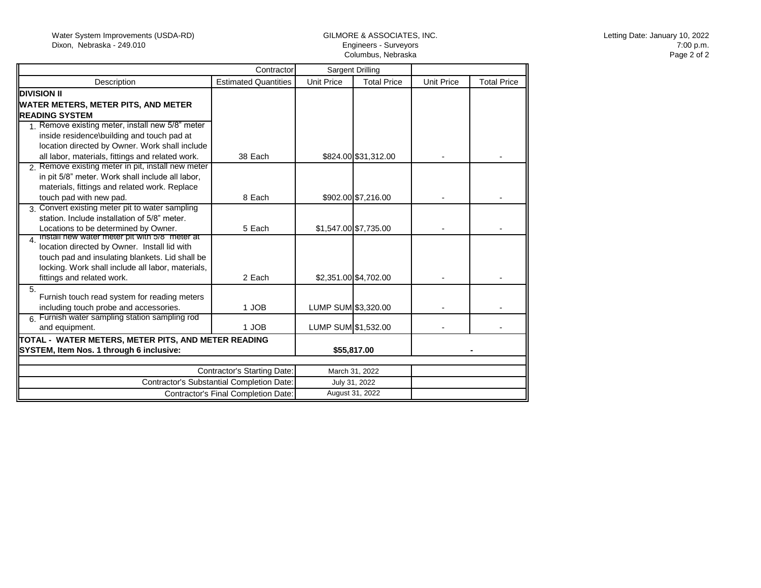Water System Improvements (USDA-RD)
Dixon, Nebraska - 249.010

GILMORE & ASSOCIATES, INC.
Engineers - Surveyors
Columbus, Nebraska

Letting Date: January 10, 2022
7:00 p.m.

| | Contractor | Sargent Drilling | | | |
|---|---|---|---|---|---|
| Description | Estimated Quantities | Unit Price | Total Price | Unit Price | Total Price |
| **DIVISION II** **WATER METERS, METER PITS, AND METER READING SYSTEM** | | | | | |
| 1. Remove existing meter, install new 5/8" meter inside residence\building and touch pad at location directed by Owner. Work shall include all labor, materials, fittings and related work. | 38 Each | $824.00 | $31,312.00 | - | - |
| 2. Remove existing meter in pit, install new meter in pit 5/8" meter. Work shall include all labor, materials, fittings and related work. Replace touch pad with new pad. | 8 Each | $902.00 | $7,216.00 | - | - |
| 3. Convert existing meter pit to water sampling station. Include installation of 5/8" meter. Locations to be determined by Owner. | 5 Each | $1,547.00 | $7,735.00 | - | - |
| 4. Install new water meter pit with 5/8" meter at location directed by Owner. Install lid with touch pad and insulating blankets. Lid shall be locking. Work shall include all labor, materials, fittings and related work. | 2 Each | $2,351.00 | $4,702.00 | - | - |
| 5. Furnish touch read system for reading meters including touch probe and accessories. | 1 JOB | LUMP SUM | $3,320.00 | - | - |
| 6. Furnish water sampling station sampling rod and equipment. | 1 JOB | LUMP SUM | $1,532.00 | - | - |
| **TOTAL - WATER METERS, METER PITS, AND METER READING SYSTEM, Item Nos. 1 through 6 inclusive:** | | **$55,817.00** | | **-** | |
| | | | | | |
| | Contractor's Starting Date: | March 31, 2022 | | | |
| | Contractor's Substantial Completion Date: | July 31, 2022 | | | |
| | Contractor's Final Completion Date: | August 31, 2022 | | | |